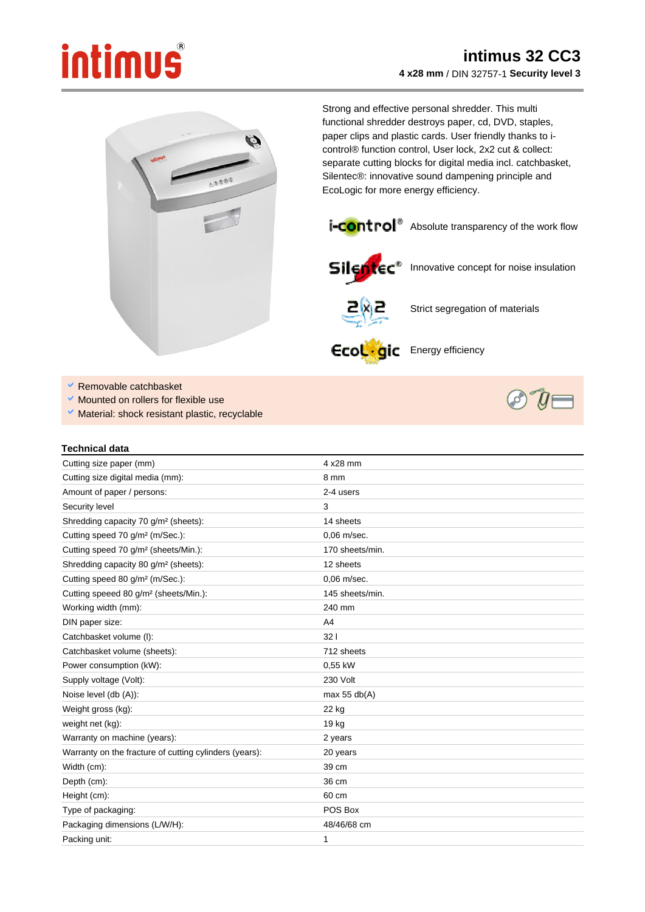# intimus 32 CC3

**4 x28 mm** / DIN 32757-1 **Security level 3**

Strong and effective personal shredder. This multi functional shredder destroys paper, cd, DVD, staples, paper clips and plastic cards. User friendly thanks to i-control® function control, User lock, 2x2 cut & collect: separate cutting blocks for digital media incl. catchbasket, Silentec®: innovative sound dampening principle and EcoLogic for more energy efficiency.

i-control® Absolute transparency of the work flow

Silentec® Innovative concept for noise insulation

2x2 Strict segregation of materials

EcoLogic Energy efficiency

- Removable catchbasket
- Mounted on rollers for flexible use
- Material: shock resistant plastic, recyclable

## Technical data

| | |
|---|---|
| Cutting size paper (mm) | 4 x28 mm |
| Cutting size digital media (mm): | 8 mm |
| Amount of paper / persons: | 2-4 users |
| Security level | 3 |
| Shredding capacity 70 g/m² (sheets): | 14 sheets |
| Cutting speed 70 g/m² (m/Sec.): | 0,06 m/sec. |
| Cutting speed 70 g/m² (sheets/Min.): | 170 sheets/min. |
| Shredding capacity 80 g/m² (sheets): | 12 sheets |
| Cutting speed 80 g/m² (m/Sec.): | 0,06 m/sec. |
| Cutting speeed 80 g/m² (sheets/Min.): | 145 sheets/min. |
| Working width (mm): | 240 mm |
| DIN paper size: | A4 |
| Catchbasket volume (l): | 32 l |
| Catchbasket volume (sheets): | 712 sheets |
| Power consumption (kW): | 0,55 kW |
| Supply voltage (Volt): | 230 Volt |
| Noise level (db (A)): | max 55 db(A) |
| Weight gross (kg): | 22 kg |
| weight net (kg): | 19 kg |
| Warranty on machine (years): | 2 years |
| Warranty on the fracture of cutting cylinders (years): | 20 years |
| Width (cm): | 39 cm |
| Depth (cm): | 36 cm |
| Height (cm): | 60 cm |
| Type of packaging: | POS Box |
| Packaging dimensions (L/W/H): | 48/46/68 cm |
| Packing unit: | 1 |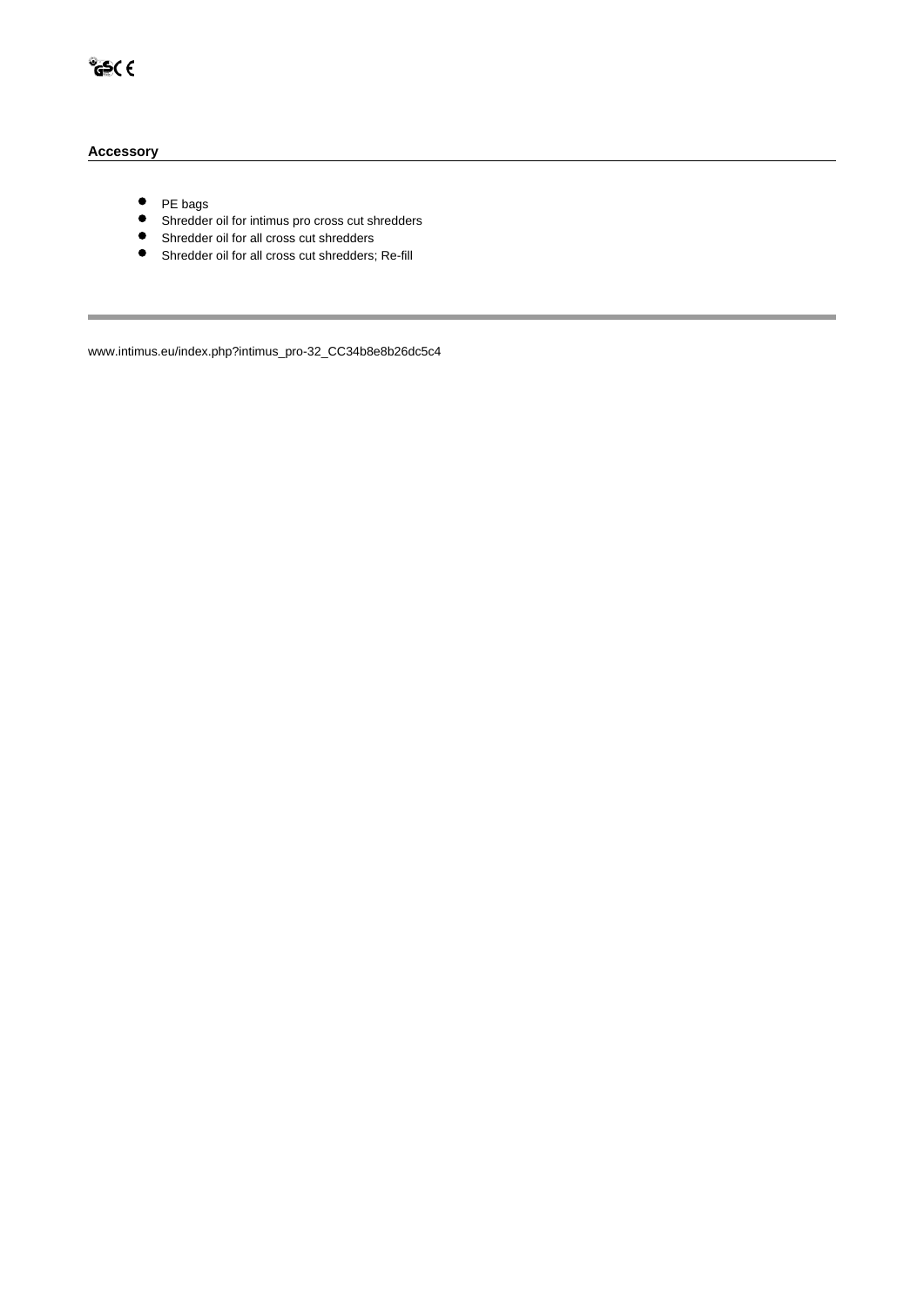## Accessory

- PE bags
- Shredder oil for intimus pro cross cut shredders
- Shredder oil for all cross cut shredders
- Shredder oil for all cross cut shredders; Re-fill

---

www.intimus.eu/index.php?intimus_pro-32_CC34b8e8b26dc5c4